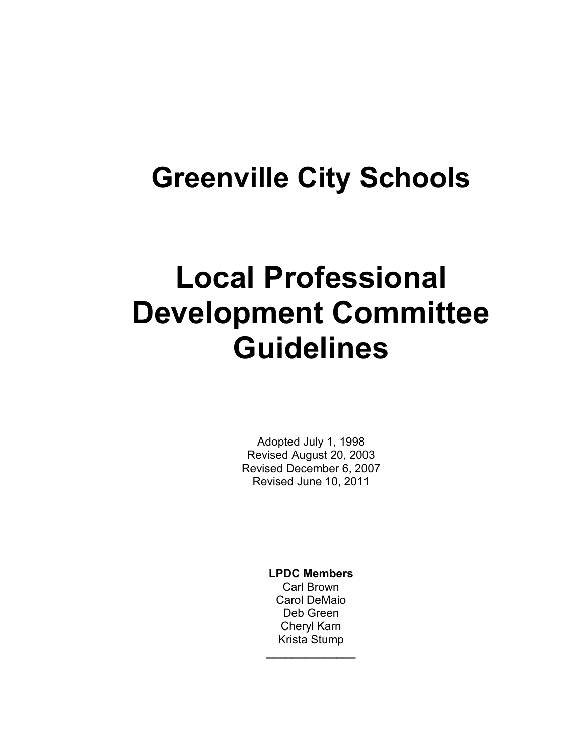# Greenville City Schools

# Local Professional Development Committee Guidelines

Adopted July 1, 1998
Revised August 20, 2003
Revised December 6, 2007
Revised June 10, 2011

**LPDC Members**
Carl Brown
Carol DeMaio
Deb Green
Cheryl Karn
Krista Stump

---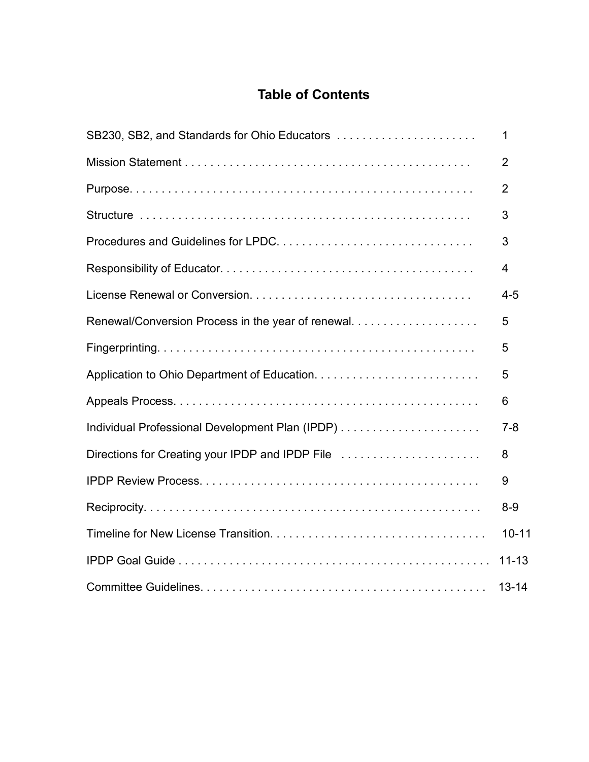# Table of Contents

| | |
|---|---|
| SB230, SB2, and Standards for Ohio Educators | 1 |
| Mission Statement | 2 |
| Purpose | 2 |
| Structure | 3 |
| Procedures and Guidelines for LPDC | 3 |
| Responsibility of Educator | 4 |
| License Renewal or Conversion | 4-5 |
| Renewal/Conversion Process in the year of renewal | 5 |
| Fingerprinting | 5 |
| Application to Ohio Department of Education | 5 |
| Appeals Process | 6 |
| Individual Professional Development Plan (IPDP) | 7-8 |
| Directions for Creating your IPDP and IPDP File | 8 |
| IPDP Review Process | 9 |
| Reciprocity | 8-9 |
| Timeline for New License Transition | 10-11 |
| IPDP Goal Guide | 11-13 |
| Committee Guidelines | 13-14 |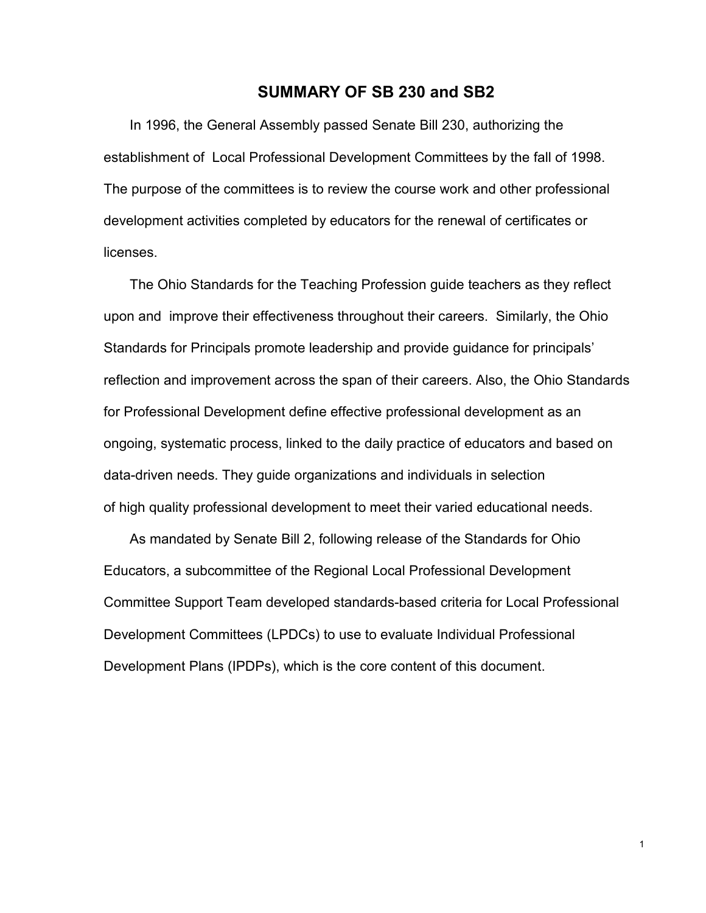## SUMMARY OF SB 230 and SB2

In 1996, the General Assembly passed Senate Bill 230, authorizing the establishment of Local Professional Development Committees by the fall of 1998. The purpose of the committees is to review the course work and other professional development activities completed by educators for the renewal of certificates or licenses.

The Ohio Standards for the Teaching Profession guide teachers as they reflect upon and improve their effectiveness throughout their careers. Similarly, the Ohio Standards for Principals promote leadership and provide guidance for principals' reflection and improvement across the span of their careers. Also, the Ohio Standards for Professional Development define effective professional development as an ongoing, systematic process, linked to the daily practice of educators and based on data-driven needs. They guide organizations and individuals in selection of high quality professional development to meet their varied educational needs.

As mandated by Senate Bill 2, following release of the Standards for Ohio Educators, a subcommittee of the Regional Local Professional Development Committee Support Team developed standards-based criteria for Local Professional Development Committees (LPDCs) to use to evaluate Individual Professional Development Plans (IPDPs), which is the core content of this document.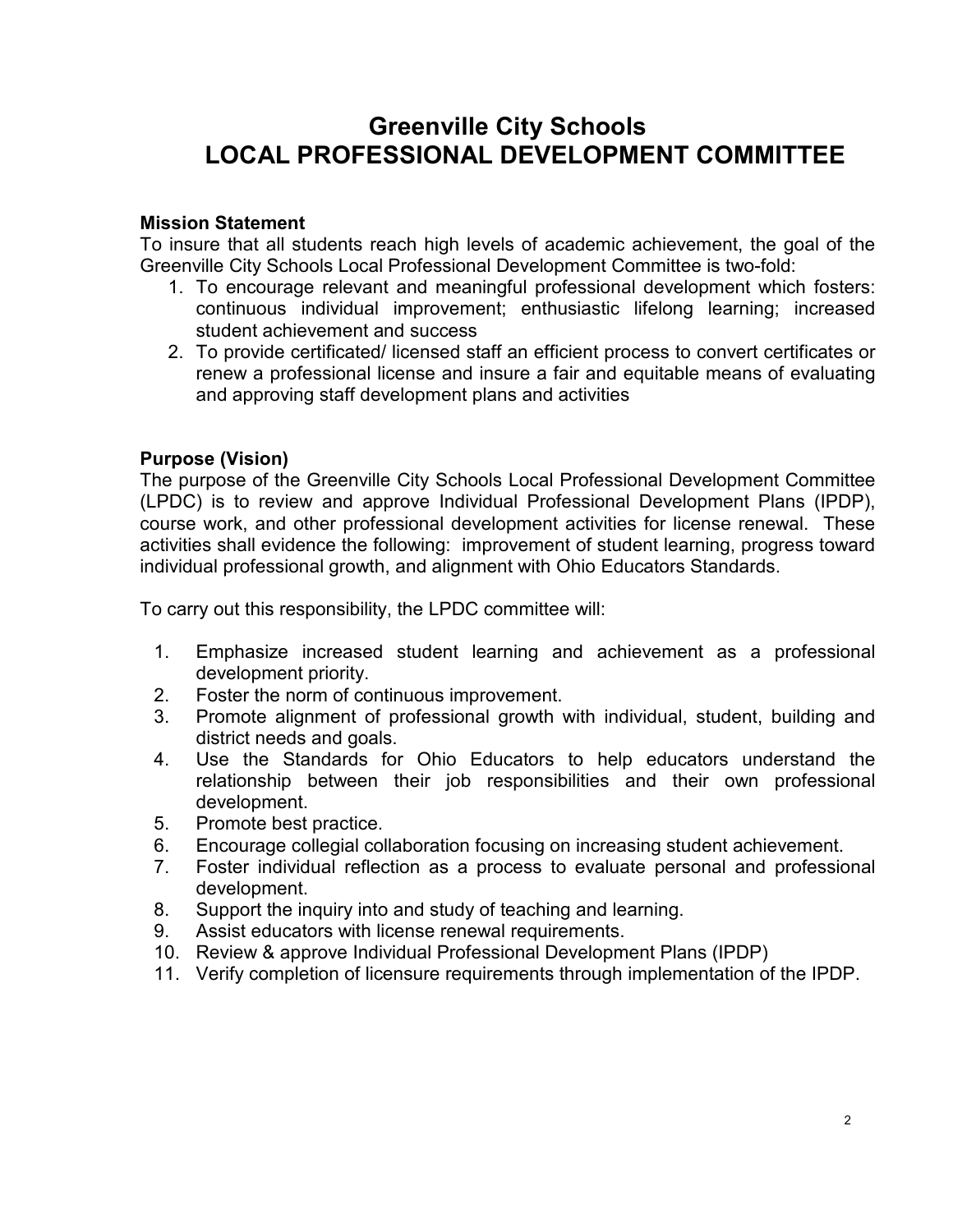# Greenville City Schools
# LOCAL PROFESSIONAL DEVELOPMENT COMMITTEE

**Mission Statement**

To insure that all students reach high levels of academic achievement, the goal of the Greenville City Schools Local Professional Development Committee is two-fold:

1. To encourage relevant and meaningful professional development which fosters: continuous individual improvement; enthusiastic lifelong learning; increased student achievement and success
2. To provide certificated/ licensed staff an efficient process to convert certificates or renew a professional license and insure a fair and equitable means of evaluating and approving staff development plans and activities

**Purpose (Vision)**

The purpose of the Greenville City Schools Local Professional Development Committee (LPDC) is to review and approve Individual Professional Development Plans (IPDP), course work, and other professional development activities for license renewal. These activities shall evidence the following: improvement of student learning, progress toward individual professional growth, and alignment with Ohio Educators Standards.

To carry out this responsibility, the LPDC committee will:

1. Emphasize increased student learning and achievement as a professional development priority.
2. Foster the norm of continuous improvement.
3. Promote alignment of professional growth with individual, student, building and district needs and goals.
4. Use the Standards for Ohio Educators to help educators understand the relationship between their job responsibilities and their own professional development.
5. Promote best practice.
6. Encourage collegial collaboration focusing on increasing student achievement.
7. Foster individual reflection as a process to evaluate personal and professional development.
8. Support the inquiry into and study of teaching and learning.
9. Assist educators with license renewal requirements.
10. Review & approve Individual Professional Development Plans (IPDP)
11. Verify completion of licensure requirements through implementation of the IPDP.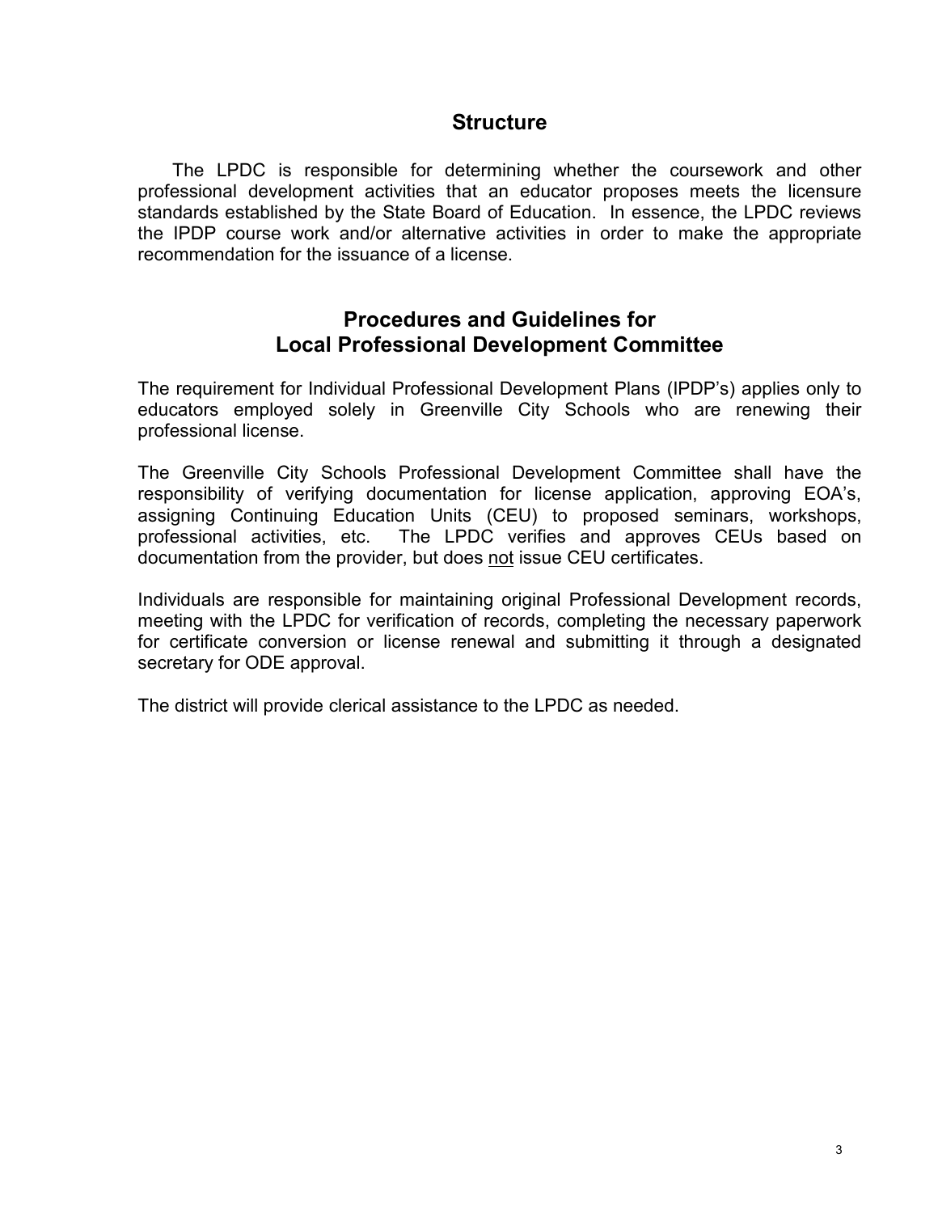## Structure

The LPDC is responsible for determining whether the coursework and other professional development activities that an educator proposes meets the licensure standards established by the State Board of Education. In essence, the LPDC reviews the IPDP course work and/or alternative activities in order to make the appropriate recommendation for the issuance of a license.

## Procedures and Guidelines for Local Professional Development Committee

The requirement for Individual Professional Development Plans (IPDP's) applies only to educators employed solely in Greenville City Schools who are renewing their professional license.

The Greenville City Schools Professional Development Committee shall have the responsibility of verifying documentation for license application, approving EOA's, assigning Continuing Education Units (CEU) to proposed seminars, workshops, professional activities, etc. The LPDC verifies and approves CEUs based on documentation from the provider, but does <u>not</u> issue CEU certificates.

Individuals are responsible for maintaining original Professional Development records, meeting with the LPDC for verification of records, completing the necessary paperwork for certificate conversion or license renewal and submitting it through a designated secretary for ODE approval.

The district will provide clerical assistance to the LPDC as needed.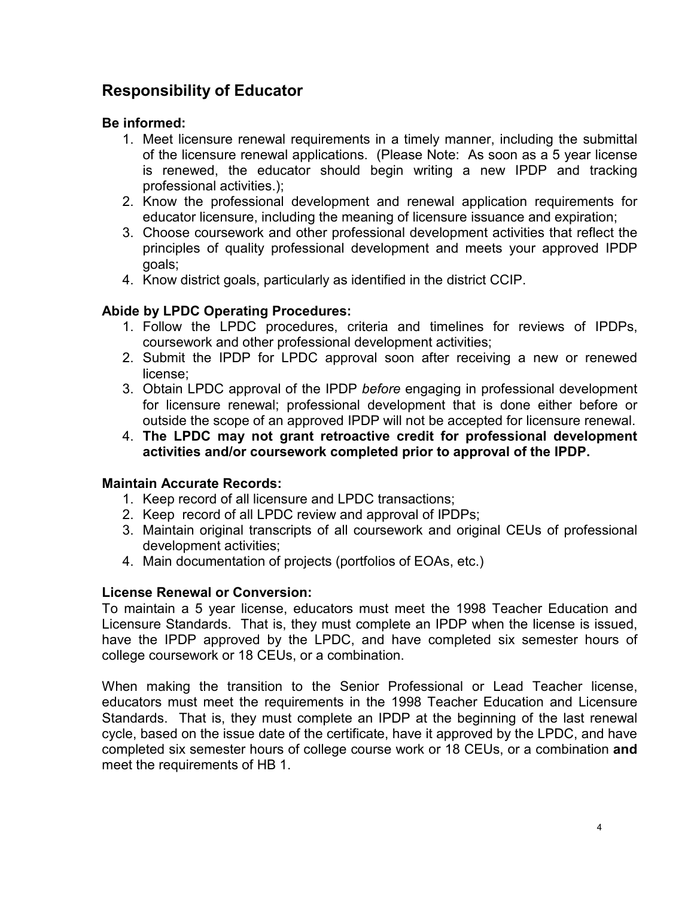## Responsibility of Educator

### Be informed:

1. Meet licensure renewal requirements in a timely manner, including the submittal of the licensure renewal applications. (Please Note: As soon as a 5 year license is renewed, the educator should begin writing a new IPDP and tracking professional activities.);
2. Know the professional development and renewal application requirements for educator licensure, including the meaning of licensure issuance and expiration;
3. Choose coursework and other professional development activities that reflect the principles of quality professional development and meets your approved IPDP goals;
4. Know district goals, particularly as identified in the district CCIP.

### Abide by LPDC Operating Procedures:

1. Follow the LPDC procedures, criteria and timelines for reviews of IPDPs, coursework and other professional development activities;
2. Submit the IPDP for LPDC approval soon after receiving a new or renewed license;
3. Obtain LPDC approval of the IPDP *before* engaging in professional development for licensure renewal; professional development that is done either before or outside the scope of an approved IPDP will not be accepted for licensure renewal.
4. **The LPDC may not grant retroactive credit for professional development activities and/or coursework completed prior to approval of the IPDP.**

### Maintain Accurate Records:

1. Keep record of all licensure and LPDC transactions;
2. Keep record of all LPDC review and approval of IPDPs;
3. Maintain original transcripts of all coursework and original CEUs of professional development activities;
4. Main documentation of projects (portfolios of EOAs, etc.)

### License Renewal or Conversion:

To maintain a 5 year license, educators must meet the 1998 Teacher Education and Licensure Standards. That is, they must complete an IPDP when the license is issued, have the IPDP approved by the LPDC, and have completed six semester hours of college coursework or 18 CEUs, or a combination.

When making the transition to the Senior Professional or Lead Teacher license, educators must meet the requirements in the 1998 Teacher Education and Licensure Standards. That is, they must complete an IPDP at the beginning of the last renewal cycle, based on the issue date of the certificate, have it approved by the LPDC, and have completed six semester hours of college course work or 18 CEUs, or a combination **and** meet the requirements of HB 1.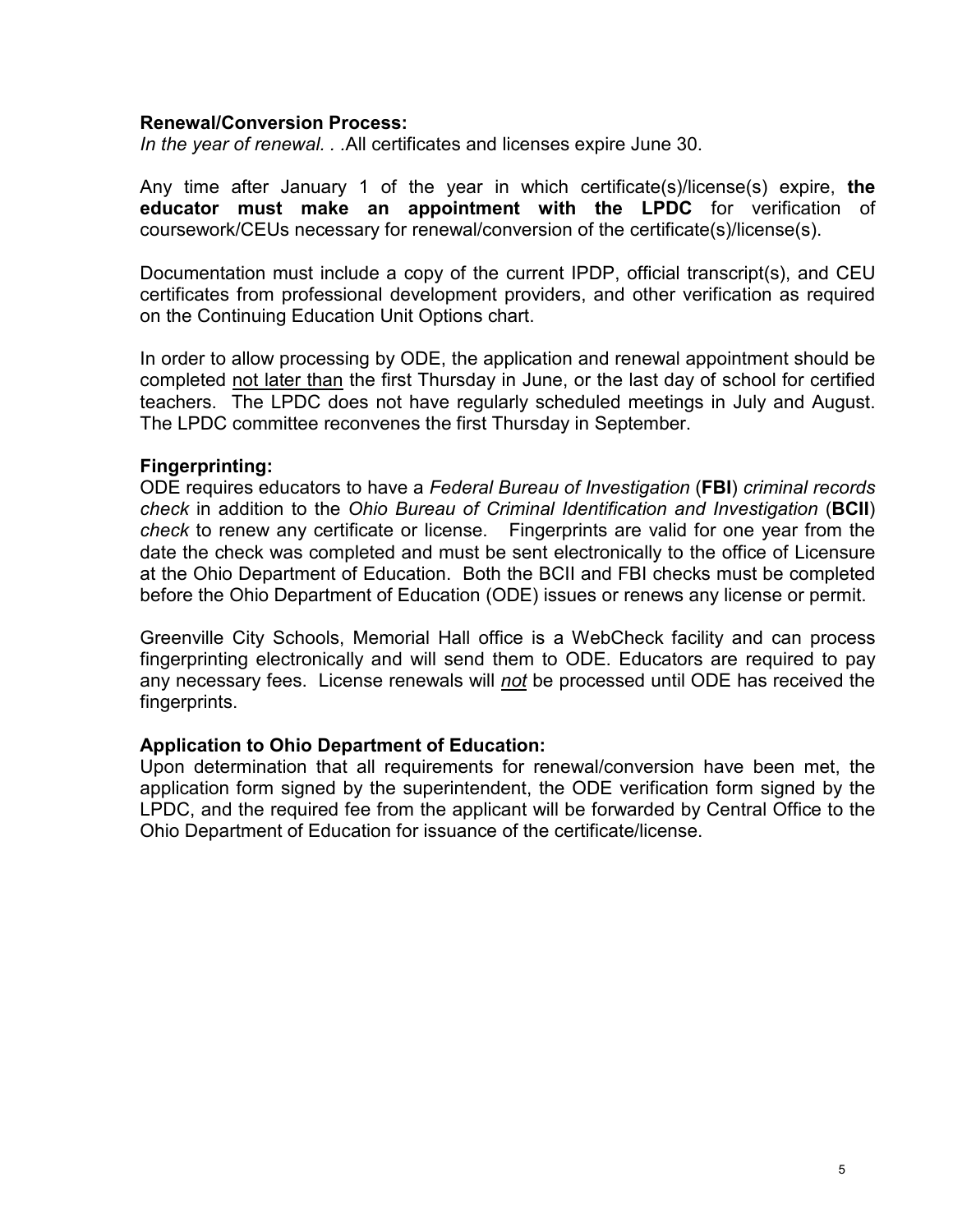**Renewal/Conversion Process:**

*In the year of renewal. . .*All certificates and licenses expire June 30.

Any time after January 1 of the year in which certificate(s)/license(s) expire, **the educator must make an appointment with the LPDC** for verification of coursework/CEUs necessary for renewal/conversion of the certificate(s)/license(s).

Documentation must include a copy of the current IPDP, official transcript(s), and CEU certificates from professional development providers, and other verification as required on the Continuing Education Unit Options chart.

In order to allow processing by ODE, the application and renewal appointment should be completed <u>not later than</u> the first Thursday in June, or the last day of school for certified teachers. The LPDC does not have regularly scheduled meetings in July and August. The LPDC committee reconvenes the first Thursday in September.

**Fingerprinting:**

ODE requires educators to have a *Federal Bureau of Investigation* (**FBI**) *criminal records check* in addition to the *Ohio Bureau of Criminal Identification and Investigation* (**BCII**) *check* to renew any certificate or license. Fingerprints are valid for one year from the date the check was completed and must be sent electronically to the office of Licensure at the Ohio Department of Education. Both the BCII and FBI checks must be completed before the Ohio Department of Education (ODE) issues or renews any license or permit.

Greenville City Schools, Memorial Hall office is a WebCheck facility and can process fingerprinting electronically and will send them to ODE. Educators are required to pay any necessary fees. License renewals will ***not*** be processed until ODE has received the fingerprints.

**Application to Ohio Department of Education:**

Upon determination that all requirements for renewal/conversion have been met, the application form signed by the superintendent, the ODE verification form signed by the LPDC, and the required fee from the applicant will be forwarded by Central Office to the Ohio Department of Education for issuance of the certificate/license.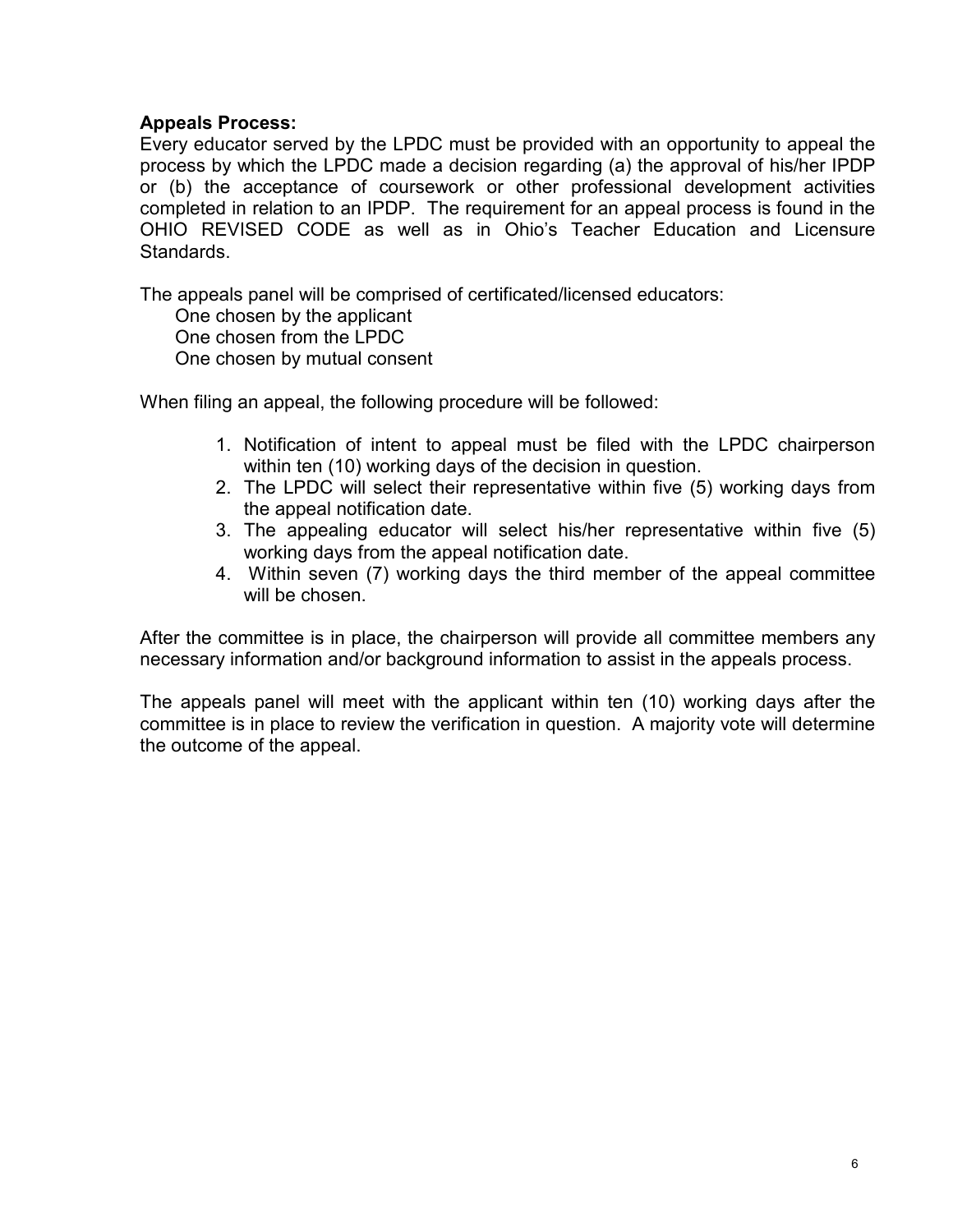**Appeals Process:**
Every educator served by the LPDC must be provided with an opportunity to appeal the process by which the LPDC made a decision regarding (a) the approval of his/her IPDP or (b) the acceptance of coursework or other professional development activities completed in relation to an IPDP. The requirement for an appeal process is found in the OHIO REVISED CODE as well as in Ohio's Teacher Education and Licensure Standards.

The appeals panel will be comprised of certificated/licensed educators:

- One chosen by the applicant
- One chosen from the LPDC
- One chosen by mutual consent

When filing an appeal, the following procedure will be followed:

1. Notification of intent to appeal must be filed with the LPDC chairperson within ten (10) working days of the decision in question.
2. The LPDC will select their representative within five (5) working days from the appeal notification date.
3. The appealing educator will select his/her representative within five (5) working days from the appeal notification date.
4. Within seven (7) working days the third member of the appeal committee will be chosen.

After the committee is in place, the chairperson will provide all committee members any necessary information and/or background information to assist in the appeals process.

The appeals panel will meet with the applicant within ten (10) working days after the committee is in place to review the verification in question. A majority vote will determine the outcome of the appeal.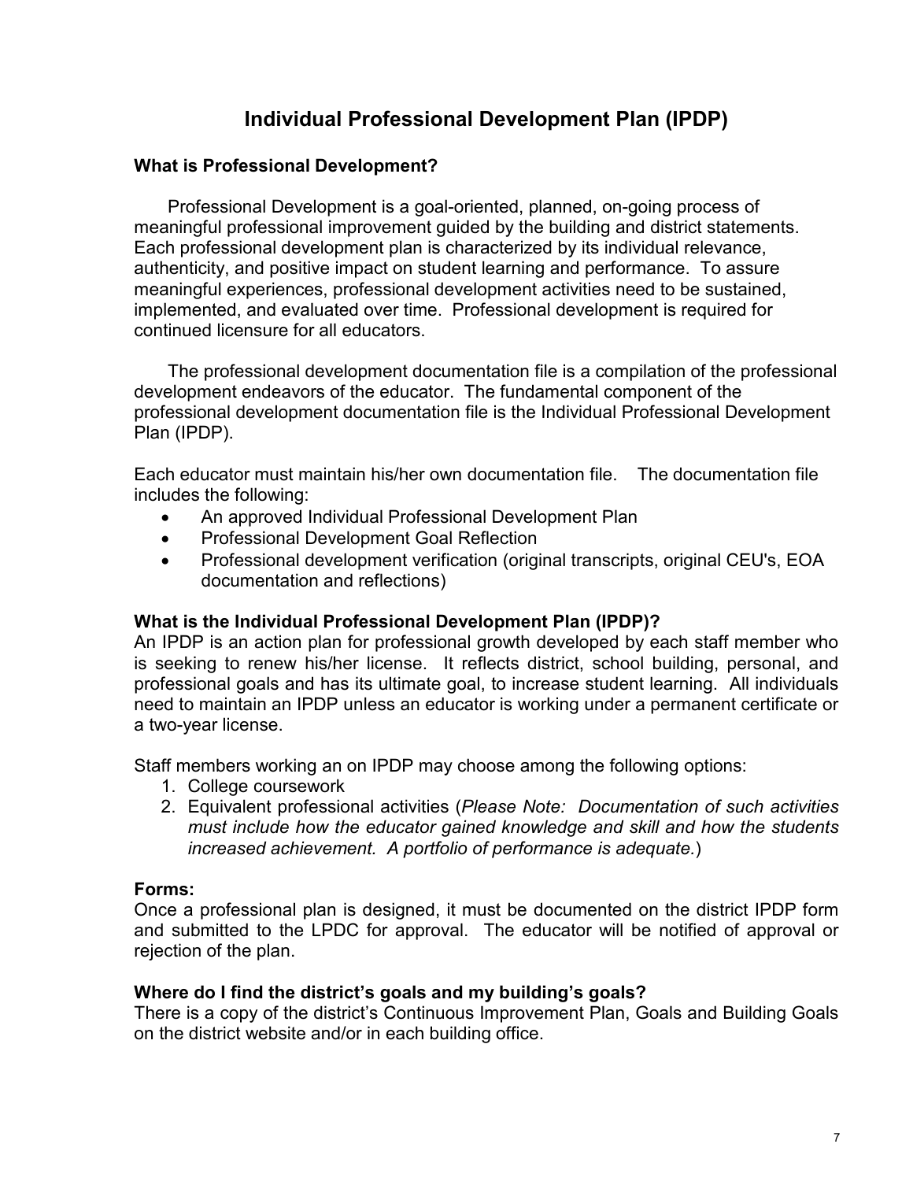# Individual Professional Development Plan (IPDP)

### What is Professional Development?

Professional Development is a goal-oriented, planned, on-going process of meaningful professional improvement guided by the building and district statements. Each professional development plan is characterized by its individual relevance, authenticity, and positive impact on student learning and performance. To assure meaningful experiences, professional development activities need to be sustained, implemented, and evaluated over time. Professional development is required for continued licensure for all educators.

The professional development documentation file is a compilation of the professional development endeavors of the educator. The fundamental component of the professional development documentation file is the Individual Professional Development Plan (IPDP).

Each educator must maintain his/her own documentation file. The documentation file includes the following:

- An approved Individual Professional Development Plan
- Professional Development Goal Reflection
- Professional development verification (original transcripts, original CEU's, EOA documentation and reflections)

### What is the Individual Professional Development Plan (IPDP)?

An IPDP is an action plan for professional growth developed by each staff member who is seeking to renew his/her license. It reflects district, school building, personal, and professional goals and has its ultimate goal, to increase student learning. All individuals need to maintain an IPDP unless an educator is working under a permanent certificate or a two-year license.

Staff members working an on IPDP may choose among the following options:

1. College coursework
2. Equivalent professional activities (*Please Note: Documentation of such activities must include how the educator gained knowledge and skill and how the students increased achievement. A portfolio of performance is adequate.*)

### Forms:

Once a professional plan is designed, it must be documented on the district IPDP form and submitted to the LPDC for approval. The educator will be notified of approval or rejection of the plan.

### Where do I find the district's goals and my building's goals?

There is a copy of the district's Continuous Improvement Plan, Goals and Building Goals on the district website and/or in each building office.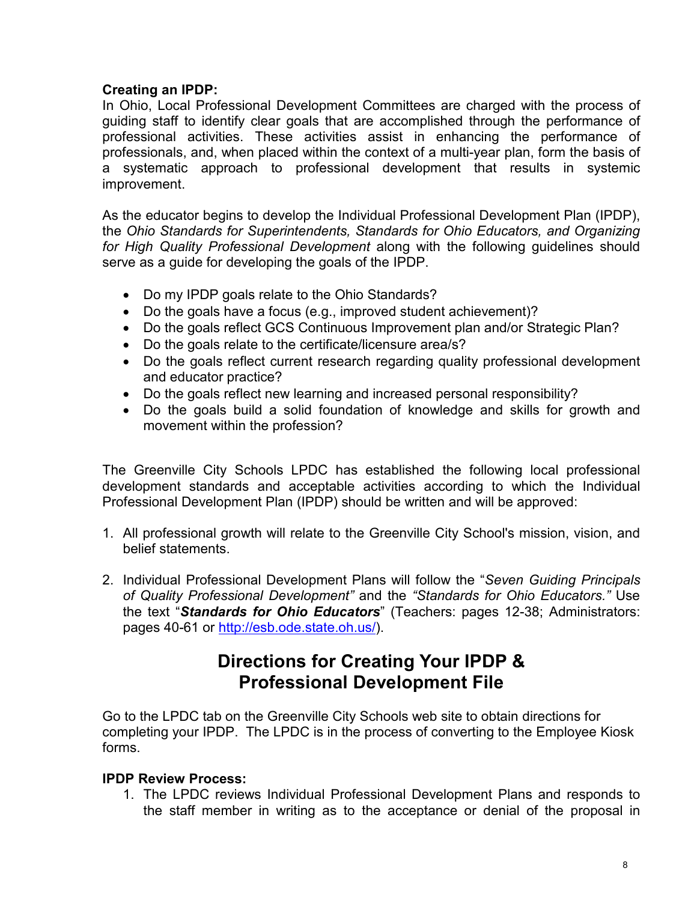**Creating an IPDP:**

In Ohio, Local Professional Development Committees are charged with the process of guiding staff to identify clear goals that are accomplished through the performance of professional activities. These activities assist in enhancing the performance of professionals, and, when placed within the context of a multi-year plan, form the basis of a systematic approach to professional development that results in systemic improvement.

As the educator begins to develop the Individual Professional Development Plan (IPDP), the *Ohio Standards for Superintendents, Standards for Ohio Educators, and Organizing for High Quality Professional Development* along with the following guidelines should serve as a guide for developing the goals of the IPDP.

- Do my IPDP goals relate to the Ohio Standards?
- Do the goals have a focus (e.g., improved student achievement)?
- Do the goals reflect GCS Continuous Improvement plan and/or Strategic Plan?
- Do the goals relate to the certificate/licensure area/s?
- Do the goals reflect current research regarding quality professional development and educator practice?
- Do the goals reflect new learning and increased personal responsibility?
- Do the goals build a solid foundation of knowledge and skills for growth and movement within the profession?

The Greenville City Schools LPDC has established the following local professional development standards and acceptable activities according to which the Individual Professional Development Plan (IPDP) should be written and will be approved:

1. All professional growth will relate to the Greenville City School's mission, vision, and belief statements.

2. Individual Professional Development Plans will follow the "*Seven Guiding Principals of Quality Professional Development"* and the *"Standards for Ohio Educators."* Use the text "***Standards for Ohio Educators***" (Teachers: pages 12-38; Administrators: pages 40-61 or [http://esb.ode.state.oh.us/](http://esb.ode.state.oh.us/)).

## Directions for Creating Your IPDP & Professional Development File

Go to the LPDC tab on the Greenville City Schools web site to obtain directions for completing your IPDP. The LPDC is in the process of converting to the Employee Kiosk forms.

**IPDP Review Process:**

1. The LPDC reviews Individual Professional Development Plans and responds to the staff member in writing as to the acceptance or denial of the proposal in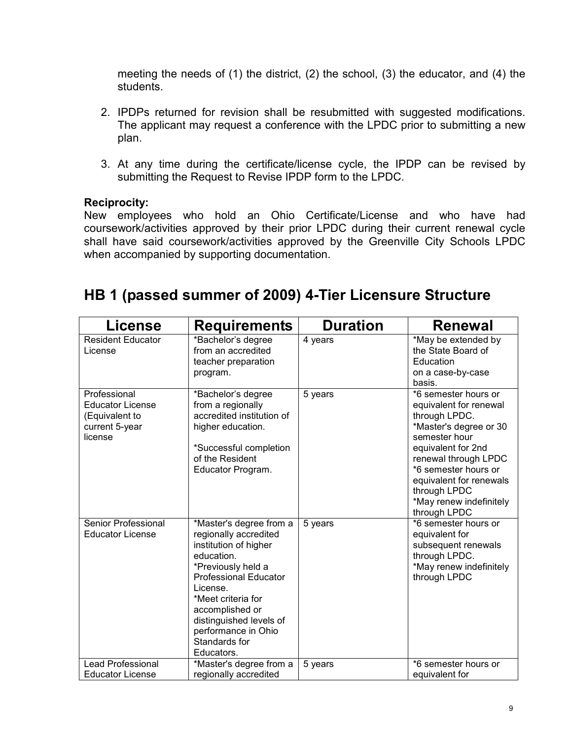meeting the needs of (1) the district, (2) the school, (3) the educator, and (4) the students.

2. IPDPs returned for revision shall be resubmitted with suggested modifications. The applicant may request a conference with the LPDC prior to submitting a new plan.

3. At any time during the certificate/license cycle, the IPDP can be revised by submitting the Request to Revise IPDP form to the LPDC.

**Reciprocity:**
New employees who hold an Ohio Certificate/License and who have had coursework/activities approved by their prior LPDC during their current renewal cycle shall have said coursework/activities approved by the Greenville City Schools LPDC when accompanied by supporting documentation.

## HB 1 (passed summer of 2009) 4-Tier Licensure Structure

| License | Requirements | Duration | Renewal |
|---|---|---|---|
| Resident Educator License | *Bachelor's degree from an accredited teacher preparation program. | 4 years | *May be extended by the State Board of Education on a case-by-case basis. |
| Professional Educator License (Equivalent to current 5-year license | *Bachelor's degree from a regionally accredited institution of higher education.<br><br>*Successful completion of the Resident Educator Program. | 5 years | *6 semester hours or equivalent for renewal through LPDC.<br>*Master's degree or 30 semester hour equivalent for 2nd renewal through LPDC<br>*6 semester hours or equivalent for renewals through LPDC<br>*May renew indefinitely through LPDC |
| Senior Professional Educator License | *Master's degree from a regionally accredited institution of higher education.<br>*Previously held a Professional Educator License.<br>*Meet criteria for accomplished or distinguished levels of performance in Ohio Standards for Educators. | 5 years | *6 semester hours or equivalent for subsequent renewals through LPDC.<br>*May renew indefinitely through LPDC |
| Lead Professional Educator License | *Master's degree from a regionally accredited | 5 years | *6 semester hours or equivalent for |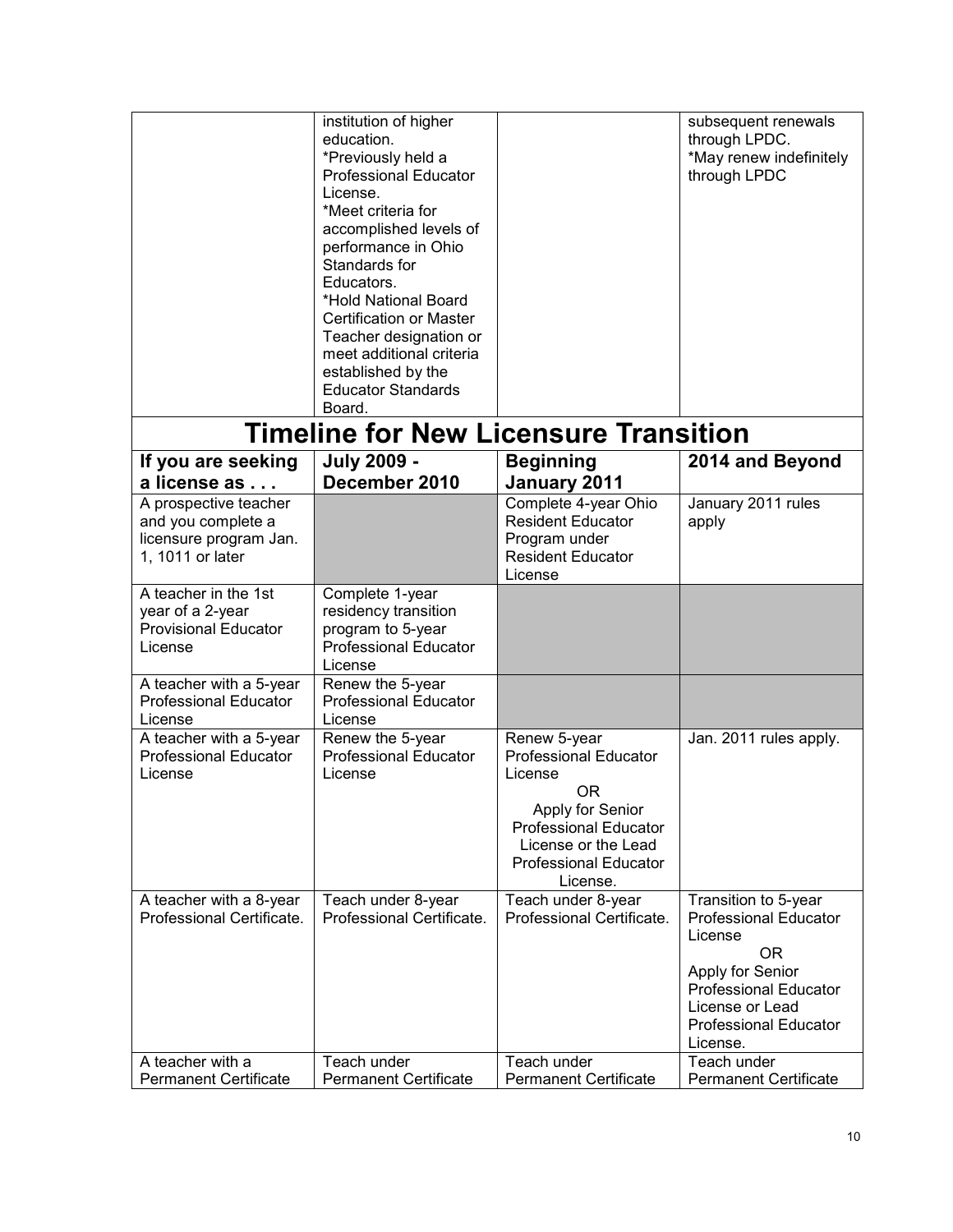| | institution of higher education.<br>*Previously held a Professional Educator License.<br>*Meet criteria for accomplished levels of performance in Ohio Standards for Educators.<br>*Hold National Board Certification or Master Teacher designation or meet additional criteria established by the Educator Standards Board. | | subsequent renewals through LPDC.<br>*May renew indefinitely through LPDC |
|---|---|---|---|

# Timeline for New Licensure Transition

| If you are seeking a license as . . . | July 2009 - December 2010 | Beginning January 2011 | 2014 and Beyond |
|---|---|---|---|
| A prospective teacher and you complete a licensure program Jan. 1, 1011 or later | | Complete 4-year Ohio Resident Educator Program under Resident Educator License | January 2011 rules apply |
| A teacher in the 1st year of a 2-year Provisional Educator License | Complete 1-year residency transition program to 5-year Professional Educator License | | |
| A teacher with a 5-year Professional Educator License | Renew the 5-year Professional Educator License | | |
| A teacher with a 5-year Professional Educator License | Renew the 5-year Professional Educator License | Renew 5-year Professional Educator License<br>OR<br>Apply for Senior Professional Educator License or the Lead Professional Educator License. | Jan. 2011 rules apply. |
| A teacher with a 8-year Professional Certificate. | Teach under 8-year Professional Certificate. | Teach under 8-year Professional Certificate. | Transition to 5-year Professional Educator License<br>OR<br>Apply for Senior Professional Educator License or Lead Professional Educator License. |
| A teacher with a Permanent Certificate | Teach under Permanent Certificate | Teach under Permanent Certificate | Teach under Permanent Certificate |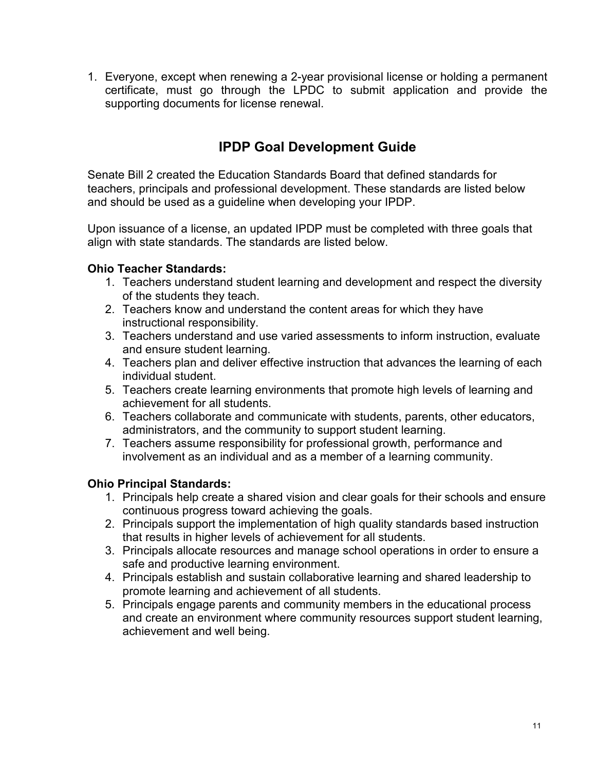1. Everyone, except when renewing a 2-year provisional license or holding a permanent certificate, must go through the LPDC to submit application and provide the supporting documents for license renewal.

## IPDP Goal Development Guide

Senate Bill 2 created the Education Standards Board that defined standards for teachers, principals and professional development. These standards are listed below and should be used as a guideline when developing your IPDP.

Upon issuance of a license, an updated IPDP must be completed with three goals that align with state standards. The standards are listed below.

**Ohio Teacher Standards:**

1. Teachers understand student learning and development and respect the diversity of the students they teach.
2. Teachers know and understand the content areas for which they have instructional responsibility.
3. Teachers understand and use varied assessments to inform instruction, evaluate and ensure student learning.
4. Teachers plan and deliver effective instruction that advances the learning of each individual student.
5. Teachers create learning environments that promote high levels of learning and achievement for all students.
6. Teachers collaborate and communicate with students, parents, other educators, administrators, and the community to support student learning.
7. Teachers assume responsibility for professional growth, performance and involvement as an individual and as a member of a learning community.

**Ohio Principal Standards:**

1. Principals help create a shared vision and clear goals for their schools and ensure continuous progress toward achieving the goals.
2. Principals support the implementation of high quality standards based instruction that results in higher levels of achievement for all students.
3. Principals allocate resources and manage school operations in order to ensure a safe and productive learning environment.
4. Principals establish and sustain collaborative learning and shared leadership to promote learning and achievement of all students.
5. Principals engage parents and community members in the educational process and create an environment where community resources support student learning, achievement and well being.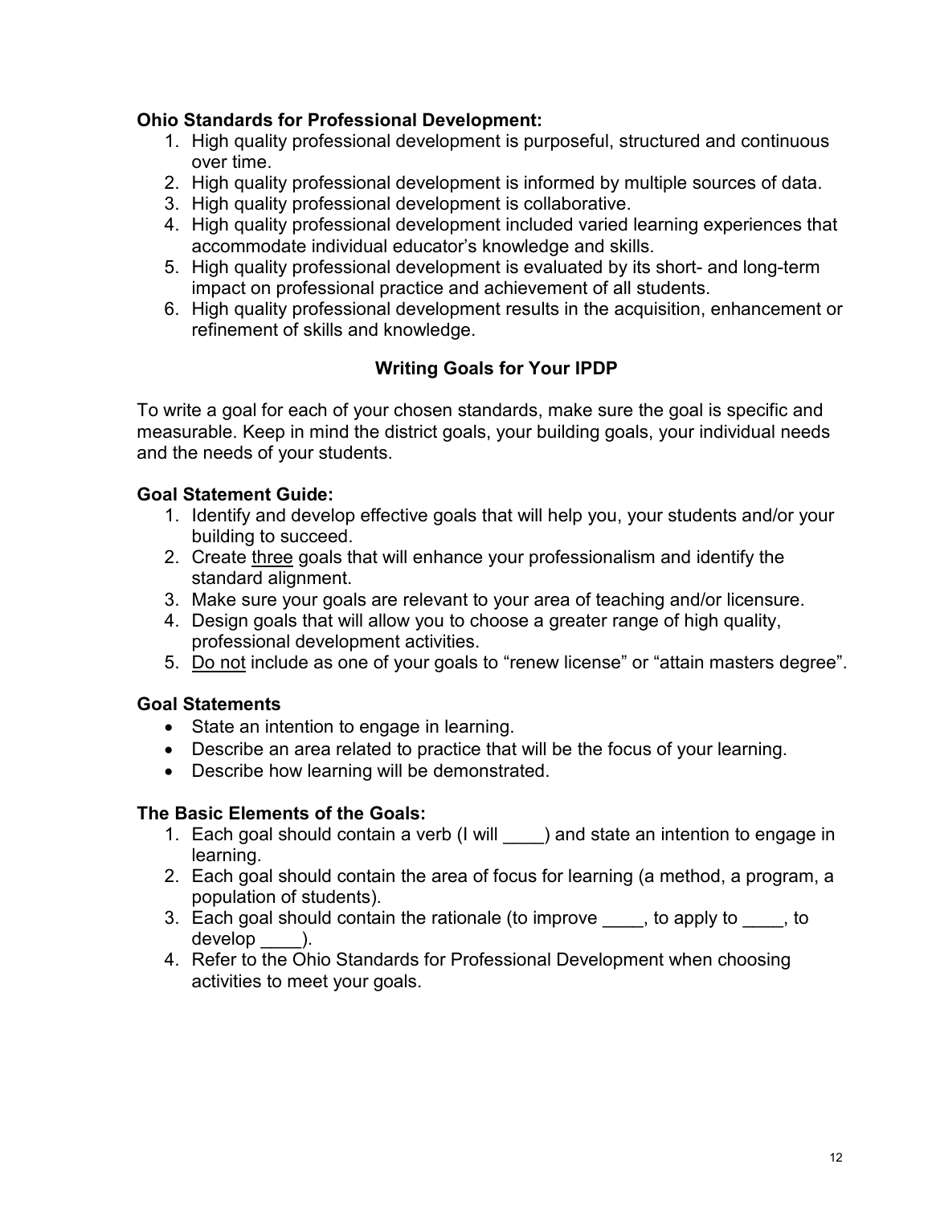**Ohio Standards for Professional Development:**

1. High quality professional development is purposeful, structured and continuous over time.
2. High quality professional development is informed by multiple sources of data.
3. High quality professional development is collaborative.
4. High quality professional development included varied learning experiences that accommodate individual educator's knowledge and skills.
5. High quality professional development is evaluated by its short- and long-term impact on professional practice and achievement of all students.
6. High quality professional development results in the acquisition, enhancement or refinement of skills and knowledge.

## Writing Goals for Your IPDP

To write a goal for each of your chosen standards, make sure the goal is specific and measurable. Keep in mind the district goals, your building goals, your individual needs and the needs of your students.

**Goal Statement Guide:**

1. Identify and develop effective goals that will help you, your students and/or your building to succeed.
2. Create <u>three</u> goals that will enhance your professionalism and identify the standard alignment.
3. Make sure your goals are relevant to your area of teaching and/or licensure.
4. Design goals that will allow you to choose a greater range of high quality, professional development activities.
5. <u>Do not</u> include as one of your goals to "renew license" or "attain masters degree".

**Goal Statements**

- State an intention to engage in learning.
- Describe an area related to practice that will be the focus of your learning.
- Describe how learning will be demonstrated.

**The Basic Elements of the Goals:**

1. Each goal should contain a verb (I will ____) and state an intention to engage in learning.
2. Each goal should contain the area of focus for learning (a method, a program, a population of students).
3. Each goal should contain the rationale (to improve ____, to apply to ____, to develop ____).
4. Refer to the Ohio Standards for Professional Development when choosing activities to meet your goals.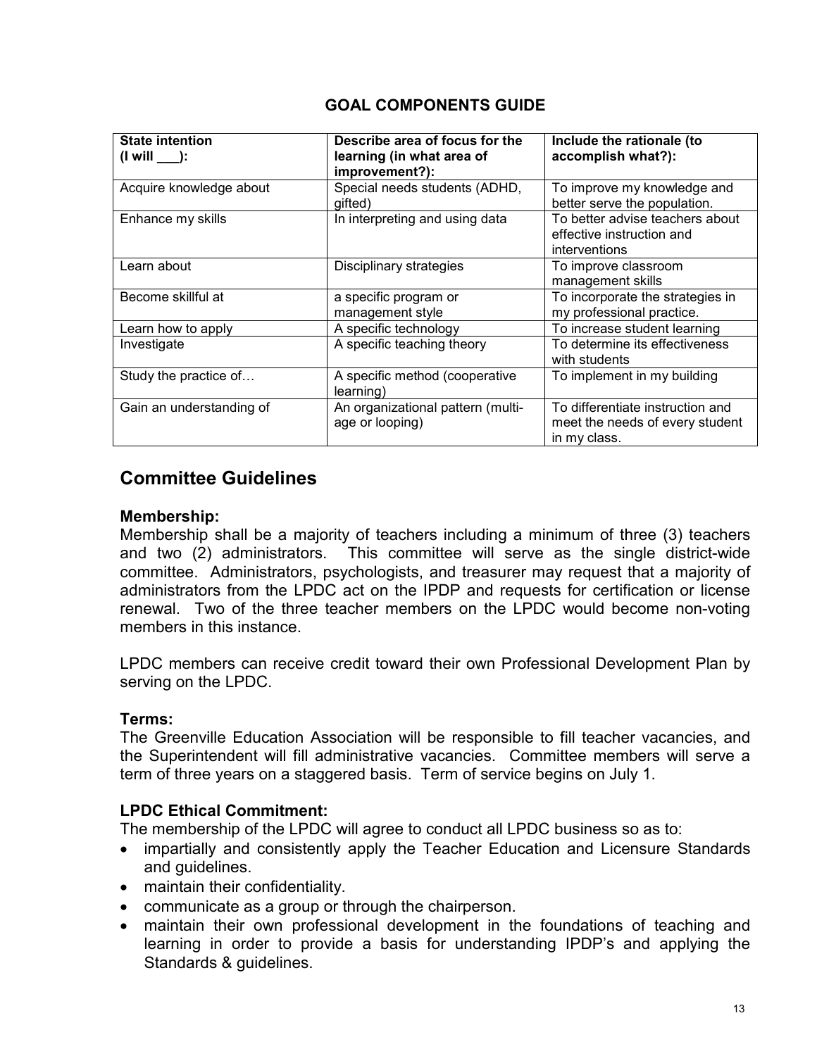## GOAL COMPONENTS GUIDE

| State intention (I will ___): | Describe area of focus for the learning (in what area of improvement?): | Include the rationale (to accomplish what?): |
|---|---|---|
| Acquire knowledge about | Special needs students (ADHD, gifted) | To improve my knowledge and better serve the population. |
| Enhance my skills | In interpreting and using data | To better advise teachers about effective instruction and interventions |
| Learn about | Disciplinary strategies | To improve classroom management skills |
| Become skillful at | a specific program or management style | To incorporate the strategies in my professional practice. |
| Learn how to apply | A specific technology | To increase student learning |
| Investigate | A specific teaching theory | To determine its effectiveness with students |
| Study the practice of… | A specific method (cooperative learning) | To implement in my building |
| Gain an understanding of | An organizational pattern (multi-age or looping) | To differentiate instruction and meet the needs of every student in my class. |

## Committee Guidelines

### Membership:

Membership shall be a majority of teachers including a minimum of three (3) teachers and two (2) administrators. This committee will serve as the single district-wide committee. Administrators, psychologists, and treasurer may request that a majority of administrators from the LPDC act on the IPDP and requests for certification or license renewal. Two of the three teacher members on the LPDC would become non-voting members in this instance.

LPDC members can receive credit toward their own Professional Development Plan by serving on the LPDC.

### Terms:

The Greenville Education Association will be responsible to fill teacher vacancies, and the Superintendent will fill administrative vacancies. Committee members will serve a term of three years on a staggered basis. Term of service begins on July 1.

### LPDC Ethical Commitment:

The membership of the LPDC will agree to conduct all LPDC business so as to:

- impartially and consistently apply the Teacher Education and Licensure Standards and guidelines.
- maintain their confidentiality.
- communicate as a group or through the chairperson.
- maintain their own professional development in the foundations of teaching and learning in order to provide a basis for understanding IPDP's and applying the Standards & guidelines.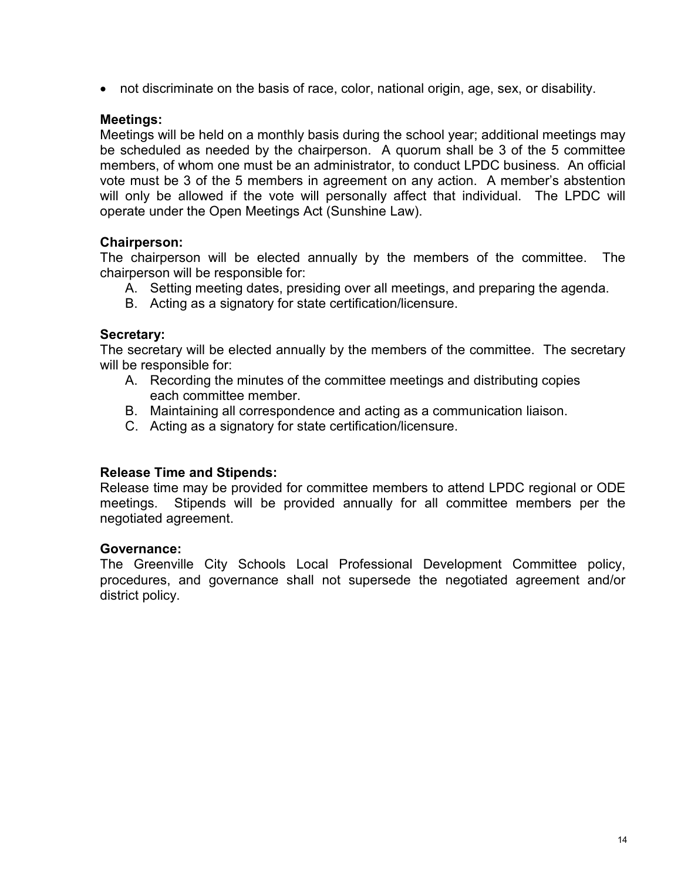- not discriminate on the basis of race, color, national origin, age, sex, or disability.

**Meetings:**
Meetings will be held on a monthly basis during the school year; additional meetings may be scheduled as needed by the chairperson. A quorum shall be 3 of the 5 committee members, of whom one must be an administrator, to conduct LPDC business. An official vote must be 3 of the 5 members in agreement on any action. A member's abstention will only be allowed if the vote will personally affect that individual. The LPDC will operate under the Open Meetings Act (Sunshine Law).

**Chairperson:**
The chairperson will be elected annually by the members of the committee. The chairperson will be responsible for:

A. Setting meeting dates, presiding over all meetings, and preparing the agenda.
B. Acting as a signatory for state certification/licensure.

**Secretary:**
The secretary will be elected annually by the members of the committee. The secretary will be responsible for:

A. Recording the minutes of the committee meetings and distributing copies each committee member.
B. Maintaining all correspondence and acting as a communication liaison.
C. Acting as a signatory for state certification/licensure.

**Release Time and Stipends:**
Release time may be provided for committee members to attend LPDC regional or ODE meetings. Stipends will be provided annually for all committee members per the negotiated agreement.

**Governance:**
The Greenville City Schools Local Professional Development Committee policy, procedures, and governance shall not supersede the negotiated agreement and/or district policy.